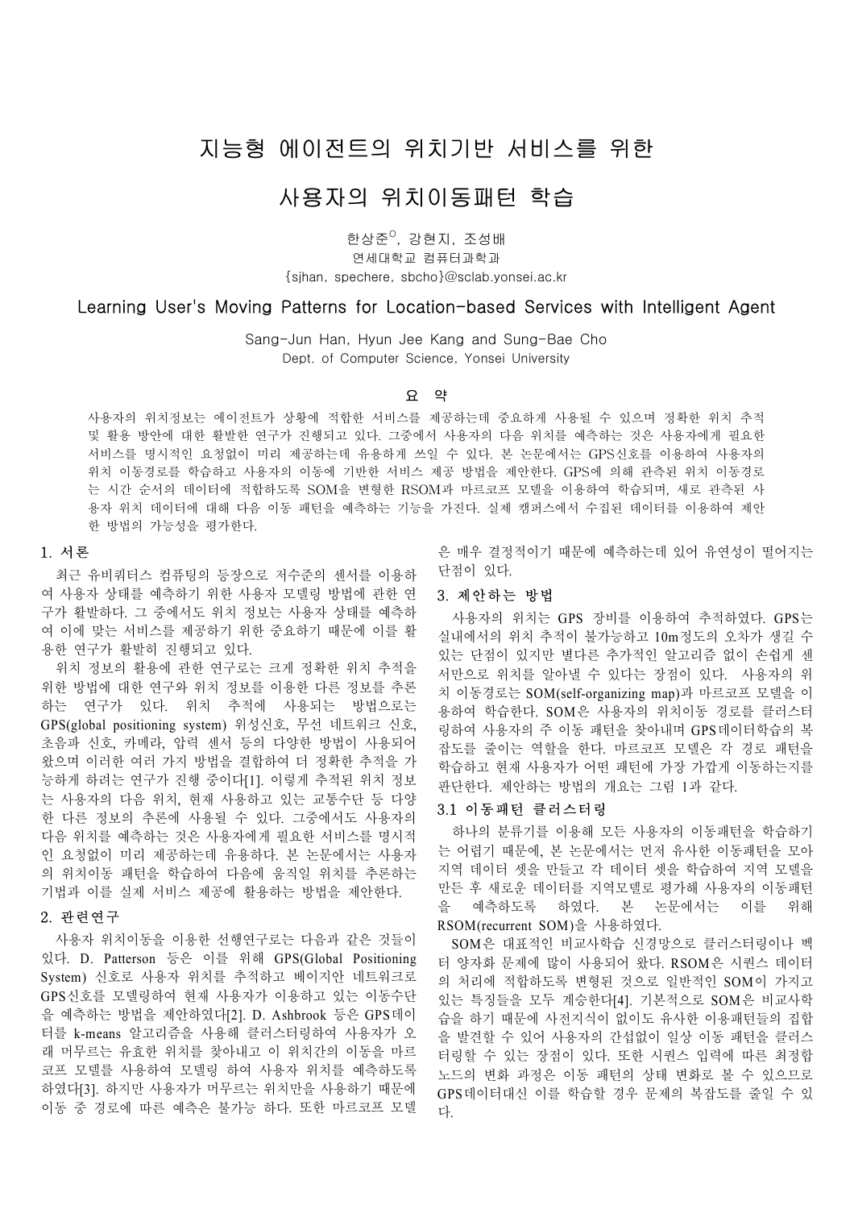# 지능형 에이전트의 위치기반 서비스를 위한 사용자의 위치이동패턴 학습

한상준[O], 강현지, 조성배

연세대학교 컴퓨터과학과

{sjhan, spechere, sbcho}@sclab.yonsei.ac.kr

## Learning User's Moving Patterns for Location-based Services with Intelligent Agent

Sang-Jun Han, Hyun Jee Kang and Sung-Bae Cho

Dept. of Computer Science, Yonsei University

### 요 약

사용자의 위치정보는 에이전트가 상황에 적합한 서비스를 제공하는데 중요하게 사용될 수 있으며 정확한 위치 추적 및 활용 방안에 대한 활발한 연구가 진행되고 있다. 그중에서 사용자의 다음 위치를 예측하는 것은 사용자에게 필요한 서비스를 명시적인 요청없이 미리 제공하는데 유용하게 쓰일 수 있다. 본 논문에서는 GPS신호를 이용하여 사용자의 위치 이동경로를 학습하고 사용자의 이동에 기반한 서비스 제공 방법을 제안한다. GPS에 의해 관측된 위치 이동경로는 시간 순서의 데이터에 적합하도록 SOM을 변형한 RSOM과 마르코프 모델을 이용하여 학습되며, 새로 관측된 사용자 위치 데이터에 대해 다음 이동 패턴을 예측하는 기능을 가진다. 실제 캠퍼스에서 수집된 데이터를 이용하여 제안한 방법의 가능성을 평가한다.

## 1. 서론

최근 유비쿼터스 컴퓨팅의 등장으로 저수준의 센서를 이용하여 사용자 상태를 예측하기 위한 사용자 모델링 방법에 관한 연구가 활발하다. 그 중에서도 위치 정보는 사용자 상태를 예측하여 이에 맞는 서비스를 제공하기 위한 중요하기 때문에 이를 활용한 연구가 활발히 진행되고 있다.

위치 정보의 활용에 관한 연구로는 크게 정확한 위치 추적을 위한 방법에 대한 연구와 위치 정보를 이용한 다른 정보를 추론하는 연구가 있다. 위치 추적에 사용되는 방법으로는 GPS(global positioning system) 위성신호, 무선 네트워크 신호, 초음파 신호, 카메라, 압력 센서 등의 다양한 방법이 사용되어 왔으며 이러한 여러 가지 방법을 결합하여 더 정확한 추적을 가능하게 하려는 연구가 진행 중이다[1]. 이렇게 추적된 위치 정보는 사용자의 다음 위치, 현재 사용하고 있는 교통수단 등 다양한 다른 정보의 추론에 사용될 수 있다. 그중에서도 사용자의 다음 위치를 예측하는 것은 사용자에게 필요한 서비스를 명시적인 요청없이 미리 제공하는데 유용하다. 본 논문에서는 사용자의 위치이동 패턴을 학습하여 다음에 움직일 위치를 추론하는 기법과 이를 실제 서비스 제공에 활용하는 방법을 제안한다.

## 2. 관련연구

사용자 위치이동을 이용한 선행연구로는 다음과 같은 것들이 있다. D. Patterson 등은 이를 위해 GPS(Global Positioning System) 신호로 사용자 위치를 추적하고 베이지안 네트워크로 GPS신호를 모델링하여 현재 사용자가 이용하고 있는 이동수단을 예측하는 방법을 제안하였다[2]. D. Ashbrook 등은 GPS데이터를 k-means 알고리즘을 사용해 클러스터링하여 사용자가 오래 머무르는 유효한 위치를 찾아내고 이 위치간의 이동을 마르코프 모델을 사용하여 모델링 하여 사용자 위치를 예측하도록 하였다[3]. 하지만 사용자가 머무르는 위치만을 사용하기 때문에 이동 중 경로에 따른 예측은 불가능 하다. 또한 마르코프 모델은 매우 결정적이기 때문에 예측하는데 있어 유연성이 떨어지는 단점이 있다.

## 3. 제안하는 방법

사용자의 위치는 GPS 장비를 이용하여 추적하였다. GPS는 실내에서의 위치 추적이 불가능하고 10m정도의 오차가 생길 수 있는 단점이 있지만 별다른 추가적인 알고리즘 없이 손쉽게 센서만으로 위치를 알아낼 수 있다는 장점이 있다. 사용자의 위치 이동경로는 SOM(self-organizing map)과 마르코프 모델을 이용하여 학습한다. SOM은 사용자의 위치이동 경로를 클러스터링하여 사용자의 주 이동 패턴을 찾아내며 GPS데이터학습의 복잡도를 줄이는 역할을 한다. 마르코프 모델은 각 경로 패턴을 학습하고 현재 사용자가 어떤 패턴에 가장 가깝게 이동하는지를 판단한다. 제안하는 방법의 개요는 그림 1과 같다.

### 3.1 이동패턴 클러스터링

하나의 분류기를 이용해 모든 사용자의 이동패턴을 학습하기는 어렵기 때문에, 본 논문에서는 먼저 유사한 이동패턴을 모아 지역 데이터 셋을 만들고 각 데이터 셋을 학습하여 지역 모델을 만든 후 새로운 데이터를 지역모델로 평가해 사용자의 이동패턴을 예측하도록 하였다. 본 논문에서는 이를 위해 RSOM(recurrent SOM)을 사용하였다.

SOM은 대표적인 비교사학습 신경망으로 클러스터링이나 벡터 양자화 문제에 많이 사용되어 왔다. RSOM은 시퀀스 데이터의 처리에 적합하도록 변형된 것으로 일반적인 SOM이 가지고 있는 특징들을 모두 계승한다[4]. 기본적으로 SOM은 비교사학습을 하기 때문에 사전지식이 없이도 유사한 이용패턴들의 집합을 발견할 수 있어 사용자의 간섭없이 일상 이동 패턴을 클러스터링할 수 있는 장점이 있다. 또한 시퀀스 입력에 따른 최정합 노드의 변화 과정은 이동 패턴의 상태 변화로 볼 수 있으므로 GPS데이터대신 이를 학습할 경우 문제의 복잡도를 줄일 수 있다.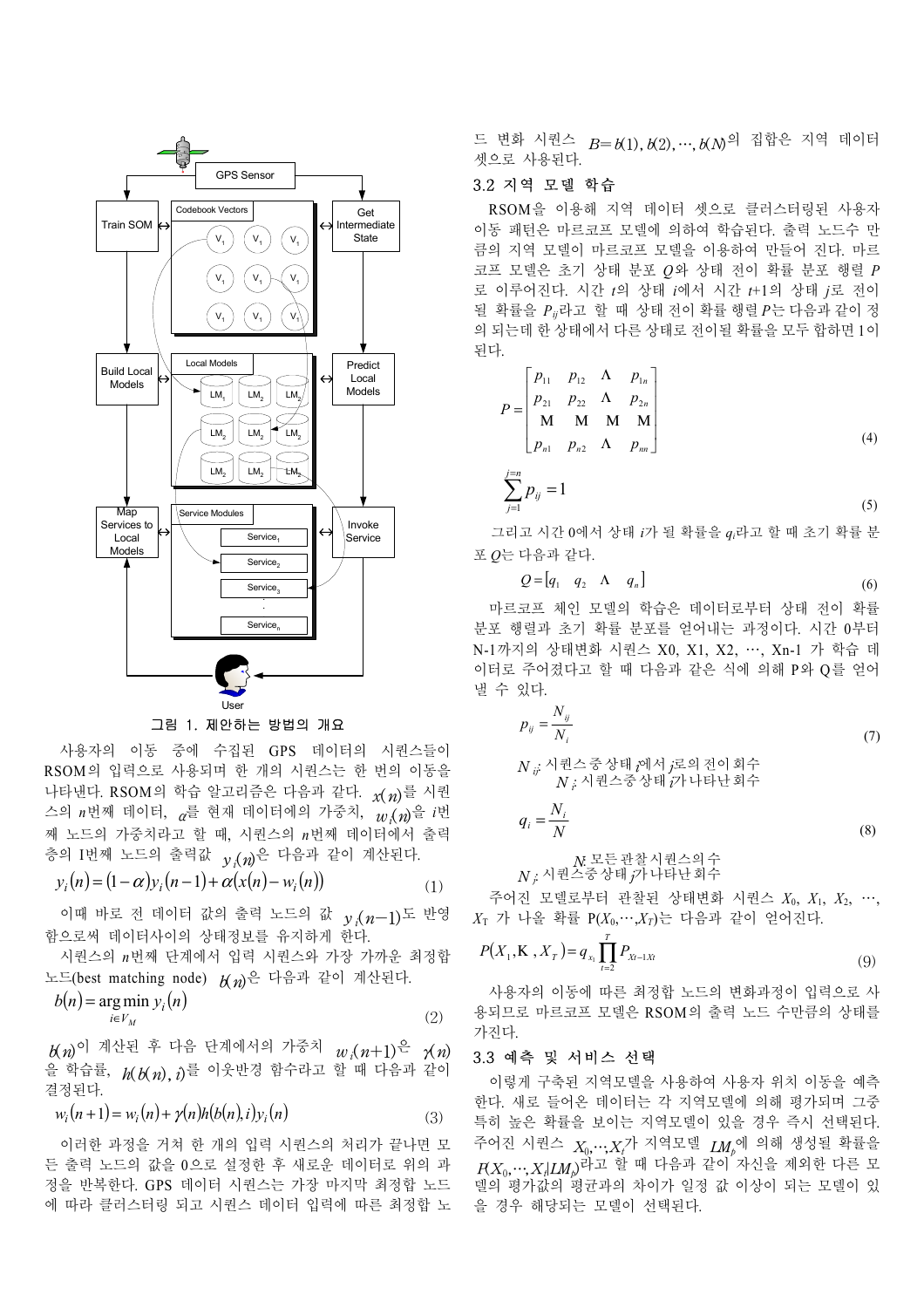그림 1. 제안하는 방법의 개요

사용자의 이동 중에 수집된 GPS 데이터의 시퀀스들이 RSOM의 입력으로 사용되며 한 개의 시퀀스는 한 번의 이동을 나타낸다. RSOM의 학습 알고리즘은 다음과 같다. $x(n)$를 시퀀스의 $n$번째 데이터, $\alpha$를 현재 데이터에의 가중치, $w_i(n)$을 $i$번째 노드의 가중치라고 할 때, 시퀀스의 $n$번째 데이터에서 출력층의 I번째 노드의 출력값 $y_i(n)$은 다음과 같이 계산된다.

$$y_i(n) = (1-\alpha)y_i(n-1) + \alpha(x(n) - w_i(n)) \tag{1}$$

이때 바로 전 데이터 값의 출력 노드의 값 $y_i(n-1)$도 반영함으로써 데이터사이의 상태정보를 유지하게 한다.

시퀀스의 $n$번째 단계에서 입력 시퀀스와 가장 가까운 최정합 노드(best matching node) $b(n)$은 다음과 같이 계산된다.

$$b(n) = \arg\min_{i \in V_M} y_i(n) \tag{2}$$

$b(n)$이 계산된 후 다음 단계에서의 가중치 $w_i(n+1)$은 $\gamma(n)$을 학습률, $h(b(n), i)$를 이웃반경 함수라고 할 때 다음과 같이 결정된다.

$$w_i(n+1) = w_i(n) + \gamma(n)h(b(n), i)y_i(n) \tag{3}$$

이러한 과정을 거쳐 한 개의 입력 시퀀스의 처리가 끝나면 모든 출력 노드의 값을 0으로 설정한 후 새로운 데이터로 위의 과정을 반복한다. GPS 데이터 시퀀스는 가장 마지막 최정합 노드에 따라 클러스터링 되고 시퀀스 데이터 입력에 따른 최정합 노드 변화 시퀀스 $B = b(1), b(2), \cdots, b(N)$의 집합은 지역 데이터 셋으로 사용된다.

### 3.2 지역 모델 학습

RSOM을 이용해 지역 데이터 셋으로 클러스터링된 사용자 이동 패턴은 마르코프 모델에 의하여 학습된다. 출력 노드수 만큼의 지역 모델이 마르코프 모델을 이용하여 만들어 진다. 마르코프 모델은 초기 상태 분포 $Q$와 상태 전이 확률 분포 행렬 $P$로 이루어진다. 시간 $t$의 상태 $i$에서 시간 $t$+1의 상태 $j$로 전이될 확률을 $P_{ij}$라고 할 때 상태 전이 확률 행렬 $P$는 다음과 같이 정의 되는데 한 상태에서 다른 상태로 전이될 확률을 모두 합하면 1이 된다.

$$P = \begin{bmatrix} p_{11} & p_{12} & \Lambda & p_{1n} \\ p_{21} & p_{22} & \Lambda & p_{2n} \\ \mathrm{M} & \mathrm{M} & \mathrm{M} & \mathrm{M} \\ p_{n1} & p_{n2} & \Lambda & p_{nn} \end{bmatrix} \tag{4}$$

$$\sum_{j=1}^{j=n} p_{ij} = 1 \tag{5}$$

그리고 시간 0에서 상태 $i$가 될 확률을 $q_i$라고 할 때 초기 확률 분포 $Q$는 다음과 같다.

$$Q = [q_1 \quad q_2 \quad \Lambda \quad q_n] \tag{6}$$

마르코프 체인 모델의 학습은 데이터로부터 상태 전이 확률 분포 행렬과 초기 확률 분포를 얻어내는 과정이다. 시간 0부터 N-1까지의 상태변화 시퀀스 X0, X1, X2, …, Xn-1 가 학습 데이터로 주어졌다고 할 때 다음과 같은 식에 의해 P와 Q를 얻어낼 수 있다.

$$p_{ij} = \frac{N_{ij}}{N_i} \tag{7}$$

$N_{ij}$: 시퀀스중 상태 $i$에서 $j$로의 전이 회수
$N_i$: 시퀀스중 상태 $i$가 나타난 회수

$$q_i = \frac{N_i}{N} \tag{8}$$

$N$: 모든 관찰시퀀스의 수
$N_j$: 시퀀스중 상태 $j$가 나타난 회수

주어진 모델로부터 관찰된 상태변화 시퀀스 $X_0$, $X_1$, $X_2$, …, $X_T$ 가 나올 확률 P($X_0$,…,$X_T$)는 다음과 같이 얻어진다.

$$P(X_1, \mathrm{K}, X_T) = q_{X_1} \prod_{t=2}^{T} P_{Xt-1Xt} \tag{9}$$

사용자의 이동에 따른 최정합 노드의 변화과정이 입력으로 사용되므로 마르코프 모델은 RSOM의 출력 노드 수만큼의 상태를 가진다.

### 3.3 예측 및 서비스 선택

이렇게 구축된 지역모델을 사용하여 사용자 위치 이동을 예측한다. 새로 들어온 데이터는 각 지역모델에 의해 평가되며 그중 특히 높은 확률을 보이는 지역모델이 있을 경우 즉시 선택된다. 주어진 시퀀스 $X_0, \cdots, X_t$가 지역모델 $LM_p$에 의해 생성될 확률을 $P(X_0, \cdots, X_t | LM_p)$라고 할 때 다음과 같이 자신을 제외한 다른 모델의 평가값의 평균과의 차이가 일정 값 이상이 되는 모델이 있을 경우 해당되는 모델이 선택된다.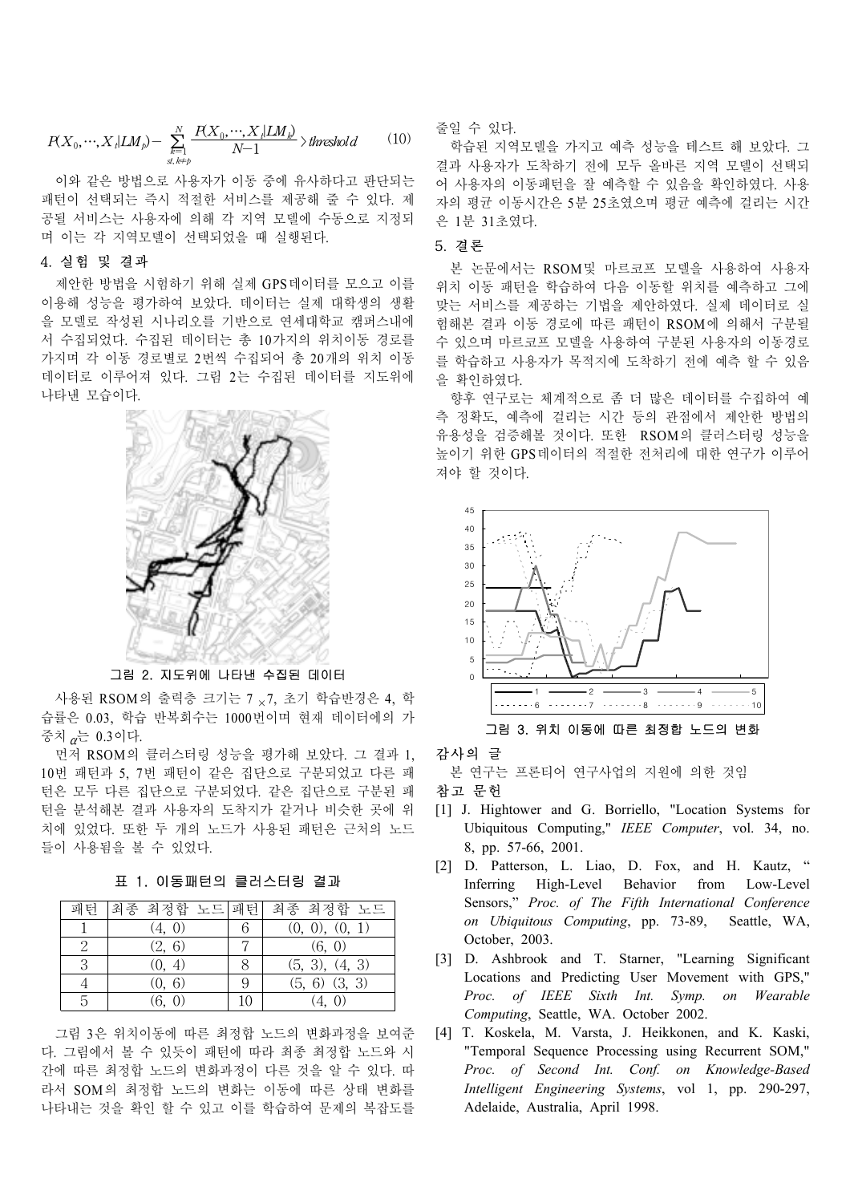$$P(X_0, \cdots, X_t | LM_p) - \sum_{\substack{k=1 \\ st, k \neq p}}^{N} \frac{P(X_0, \cdots, X_t | LM_k)}{N-1} > threshold \qquad (10)$$

이와 같은 방법으로 사용자가 이동 중에 유사하다고 판단되는 패턴이 선택되는 즉시 적절한 서비스를 제공해 줄 수 있다. 제공될 서비스는 사용자에 의해 각 지역 모델에 수동으로 지정되며 이는 각 지역모델이 선택되었을 때 실행된다.

## 4. 실험 및 결과

제안한 방법을 시험하기 위해 실제 GPS데이터를 모으고 이를 이용해 성능을 평가하여 보았다. 데이터는 실제 대학생의 생활을 모델로 작성된 시나리오를 기반으로 연세대학교 캠퍼스내에서 수집되었다. 수집된 데이터는 총 10가지의 위치이동 경로를 가지며 각 이동 경로별로 2번씩 수집되어 총 20개의 위치 이동 데이터로 이루어져 있다. 그림 2는 수집된 데이터를 지도위에 나타낸 모습이다.

그림 2. 지도위에 나타낸 수집된 데이터

사용된 RSOM의 출력층 크기는 7 × 7, 초기 학습반경은 4, 학습률은 0.03, 학습 반복회수는 1000번이며 현재 데이터에의 가중치 $\alpha$는 0.3이다.

먼저 RSOM의 클러스터링 성능을 평가해 보았다. 그 결과 1, 10번 패턴과 5, 7번 패턴이 같은 집단으로 구분되었고 다른 패턴은 모두 다른 집단으로 구분되었다. 같은 집단으로 구분된 패턴을 분석해본 결과 사용자의 도착지가 같거나 비슷한 곳에 위치에 있었다. 또한 두 개의 노드가 사용된 패턴은 근처의 노드들이 사용됨을 볼 수 있었다.

표 1. 이동패턴의 클러스터링 결과

| 패턴 | 최종 최정합 노드 | 패턴 | 최종 최정합 노드 |
|---|---|---|---|
| 1 | (4, 0) | 6 | (0, 0), (0, 1) |
| 2 | (2, 6) | 7 | (6, 0) |
| 3 | (0, 4) | 8 | (5, 3), (4, 3) |
| 4 | (0, 6) | 9 | (5, 6) (3, 3) |
| 5 | (6, 0) | 10 | (4, 0) |

그림 3은 위치이동에 따른 최정합 노드의 변화과정을 보여준다. 그림에서 볼 수 있듯이 패턴에 따라 최종 최정합 노드와 시간에 따른 최정합 노드의 변화과정이 다른 것을 알 수 있다. 따라서 SOM의 최정합 노드의 변화는 이동에 따른 상태 변화를 나타내는 것을 확인 할 수 있고 이를 학습하여 문제의 복잡도를 줄일 수 있다.

학습된 지역모델을 가지고 예측 성능을 테스트 해 보았다. 그 결과 사용자가 도착하기 전에 모두 올바른 지역 모델이 선택되어 사용자의 이동패턴을 잘 예측할 수 있음을 확인하였다. 사용자의 평균 이동시간은 5분 25초였으며 평균 예측에 걸리는 시간은 1분 31초였다.

## 5. 결론

본 논문에서는 RSOM및 마르코프 모델을 사용하여 사용자 위치 이동 패턴을 학습하여 다음 이동할 위치를 예측하고 그에 맞는 서비스를 제공하는 기법을 제안하였다. 실제 데이터로 실험해본 결과 이동 경로에 따른 패턴이 RSOM에 의해서 구분될 수 있으며 마르코프 모델을 사용하여 구분된 사용자의 이동경로를 학습하고 사용자가 목적지에 도착하기 전에 예측 할 수 있음을 확인하였다.

향후 연구로는 체계적으로 좀 더 많은 데이터를 수집하여 예측 정확도, 예측에 걸리는 시간 등의 관점에서 제안한 방법의 유용성을 검증해볼 것이다. 또한 RSOM의 클러스터링 성능을 높이기 위한 GPS데이터의 적절한 전처리에 대한 연구가 이루어져야 할 것이다.

45
40
35
30
25
20
15
10
5
0

1 2 3 4 5
6 7 8 9 10

그림 3. 위치 이동에 따른 최정합 노드의 변화

## 감사의 글

본 연구는 프론티어 연구사업의 지원에 의한 것임

## 참고 문헌

[1] J. Hightower and G. Borriello, "Location Systems for Ubiquitous Computing," *IEEE Computer*, vol. 34, no. 8, pp. 57-66, 2001.

[2] D. Patterson, L. Liao, D. Fox, and H. Kautz, "Inferring High-Level Behavior from Low-Level Sensors," *Proc. of The Fifth International Conference on Ubiquitous Computing*, pp. 73-89, Seattle, WA, October, 2003.

[3] D. Ashbrook and T. Starner, "Learning Significant Locations and Predicting User Movement with GPS," *Proc. of IEEE Sixth Int. Symp. on Wearable Computing*, Seattle, WA. October 2002.

[4] T. Koskela, M. Varsta, J. Heikkonen, and K. Kaski, "Temporal Sequence Processing using Recurrent SOM," *Proc. of Second Int. Conf. on Knowledge-Based Intelligent Engineering Systems*, vol 1, pp. 290-297, Adelaide, Australia, April 1998.